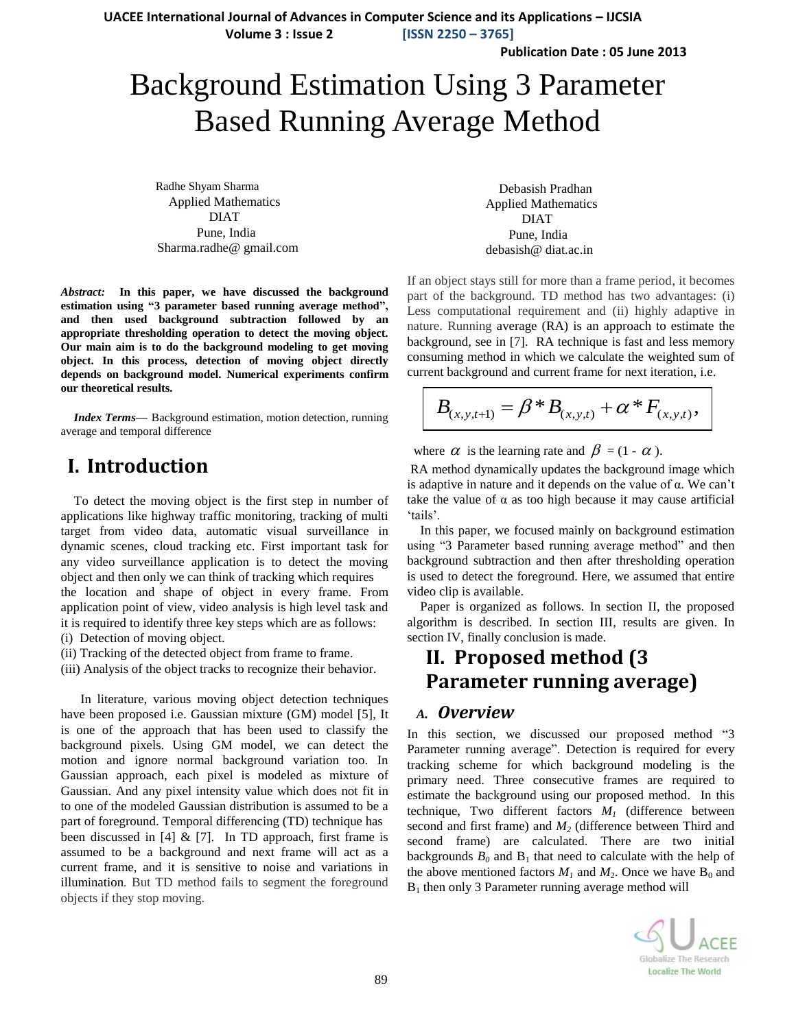# Background Estimation Using 3 Parameter Based Running Average Method

Radhe Shyam Sharma
Applied Mathematics
DIAT
Pune, India
Sharma.radhe@ gmail.com

Debasish Pradhan
Applied Mathematics
DIAT
Pune, India
debasish@ diat.ac.in

***Abstract:*** **In this paper, we have discussed the background estimation using "3 parameter based running average method", and then used background subtraction followed by an appropriate thresholding operation to detect the moving object. Our main aim is to do the background modeling to get moving object. In this process, detection of moving object directly depends on background model. Numerical experiments confirm our theoretical results.**

***Index Terms***— Background estimation, motion detection, running average and temporal difference

## I. Introduction

To detect the moving object is the first step in number of applications like highway traffic monitoring, tracking of multi target from video data, automatic visual surveillance in dynamic scenes, cloud tracking etc. First important task for any video surveillance application is to detect the moving object and then only we can think of tracking which requires the location and shape of object in every frame. From application point of view, video analysis is high level task and it is required to identify three key steps which are as follows:

(i) Detection of moving object.
(ii) Tracking of the detected object from frame to frame.
(iii) Analysis of the object tracks to recognize their behavior.

In literature, various moving object detection techniques have been proposed i.e. Gaussian mixture (GM) model [5], It is one of the approach that has been used to classify the background pixels. Using GM model, we can detect the motion and ignore normal background variation too. In Gaussian approach, each pixel is modeled as mixture of Gaussian. And any pixel intensity value which does not fit in to one of the modeled Gaussian distribution is assumed to be a part of foreground. Temporal differencing (TD) technique has been discussed in [4] & [7]. In TD approach, first frame is assumed to be a background and next frame will act as a current frame, and it is sensitive to noise and variations in illumination. But TD method fails to segment the foreground objects if they stop moving. If an object stays still for more than a frame period, it becomes part of the background. TD method has two advantages: (i) Less computational requirement and (ii) highly adaptive in nature. Running average (RA) is an approach to estimate the background, see in [7]. RA technique is fast and less memory consuming method in which we calculate the weighted sum of current background and current frame for next iteration, i.e.

$$B_{(x,y,t+1)} = \beta * B_{(x,y,t)} + \alpha * F_{(x,y,t)},$$

where $\alpha$ is the learning rate and $\beta$ = (1 - $\alpha$).

RA method dynamically updates the background image which is adaptive in nature and it depends on the value of α. We can't take the value of α as too high because it may cause artificial 'tails'.

In this paper, we focused mainly on background estimation using "3 Parameter based running average method" and then background subtraction and then after thresholding operation is used to detect the foreground. Here, we assumed that entire video clip is available.

Paper is organized as follows. In section II, the proposed algorithm is described. In section III, results are given. In section IV, finally conclusion is made.

## II. Proposed method (3 Parameter running average)

### *A. Overview*

In this section, we discussed our proposed method "3 Parameter running average". Detection is required for every tracking scheme for which background modeling is the primary need. Three consecutive frames are required to estimate the background using our proposed method. In this technique, Two different factors $M_1$ (difference between second and first frame) and $M_2$ (difference between Third and second frame) are calculated. There are two initial backgrounds $B_0$ and $B_1$ that need to calculate with the help of the above mentioned factors $M_1$ and $M_2$. Once we have $B_0$ and $B_1$ then only 3 Parameter running average method will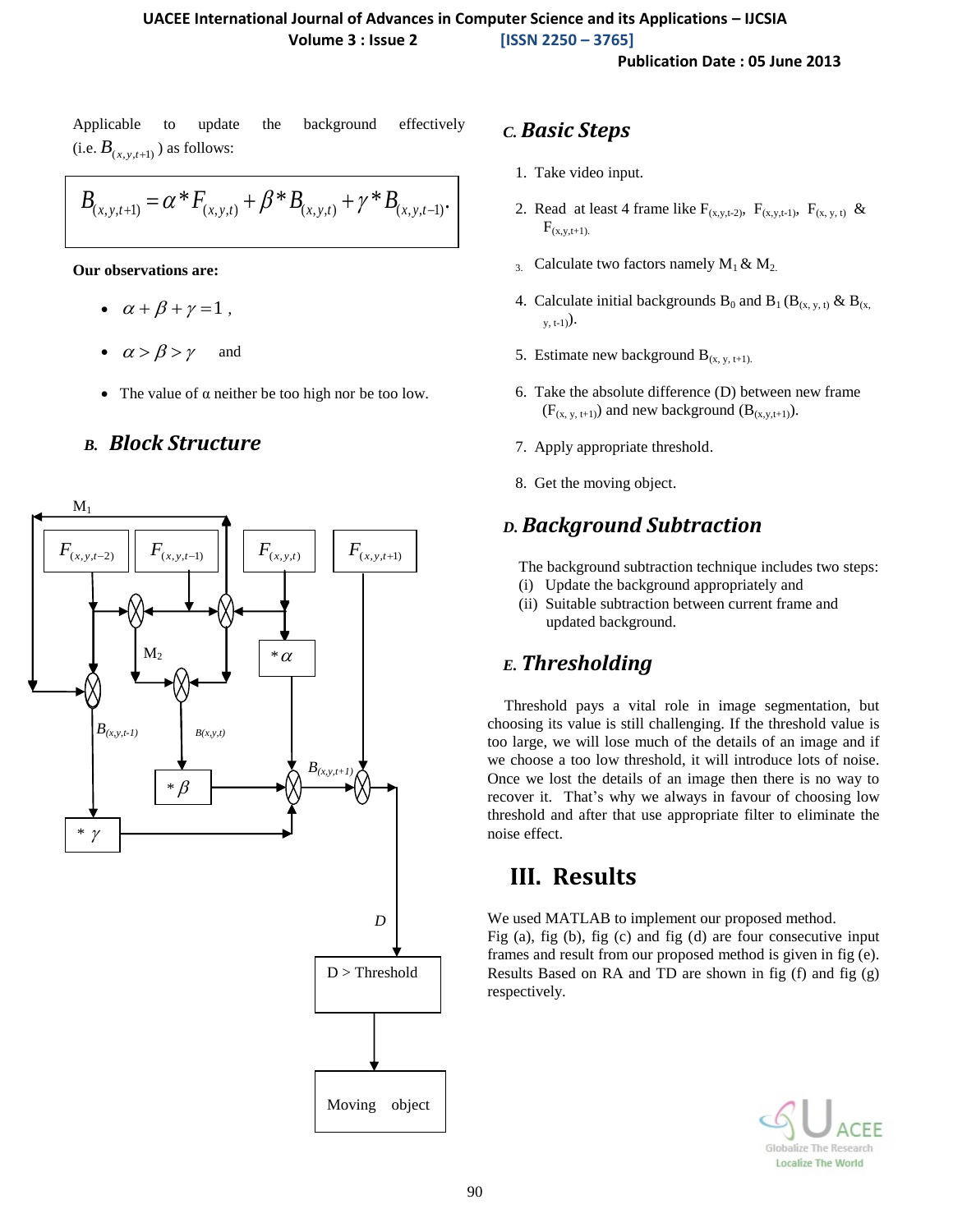Applicable to update the background effectively (i.e. $B_{(x,y,t+1)}$) as follows:

$$B_{(x,y,t+1)} = \alpha * F_{(x,y,t)} + \beta * B_{(x,y,t)} + \gamma * B_{(x,y,t-1)}.$$

**Our observations are:**

- $\alpha + \beta + \gamma = 1$ ,
- $\alpha > \beta > \gamma$ and
- The value of α neither be too high nor be too low.

### B. Block Structure

M1

$F_{(x,y,t-2)}$ $F_{(x,y,t-1)}$ $F_{(x,y,t)}$ $F_{(x,y,t+1)}$

M2 $*\alpha$

$B_{(x,y,t-1)}$ $B(x,y,t)$ $B_{(x,y,t+1)}$

$*\beta$

$*\gamma$

D

D > Threshold

Moving object

### C. Basic Steps

1. Take video input.
2. Read at least 4 frame like $F_{(x,y,t-2)}$, $F_{(x,y,t-1)}$, $F_{(x,y,t)}$ & $F_{(x,y,t+1)}$.
3. Calculate two factors namely $M_1$ & $M_2$.
4. Calculate initial backgrounds $B_0$ and $B_1$ ($B_{(x,y,t)}$ & $B_{(x,y,t-1)}$).
5. Estimate new background $B_{(x,y,t+1)}$.
6. Take the absolute difference (D) between new frame ($F_{(x,y,t+1)}$) and new background ($B_{(x,y,t+1)}$).
7. Apply appropriate threshold.
8. Get the moving object.

### D. Background Subtraction

The background subtraction technique includes two steps:

(i) Update the background appropriately and

(ii) Suitable subtraction between current frame and updated background.

### E. Thresholding

Threshold pays a vital role in image segmentation, but choosing its value is still challenging. If the threshold value is too large, we will lose much of the details of an image and if we choose a too low threshold, it will introduce lots of noise. Once we lost the details of an image then there is no way to recover it. That's why we always in favour of choosing low threshold and after that use appropriate filter to eliminate the noise effect.

## III. Results

We used MATLAB to implement our proposed method.
Fig (a), fig (b), fig (c) and fig (d) are four consecutive input frames and result from our proposed method is given in fig (e). Results Based on RA and TD are shown in fig (f) and fig (g) respectively.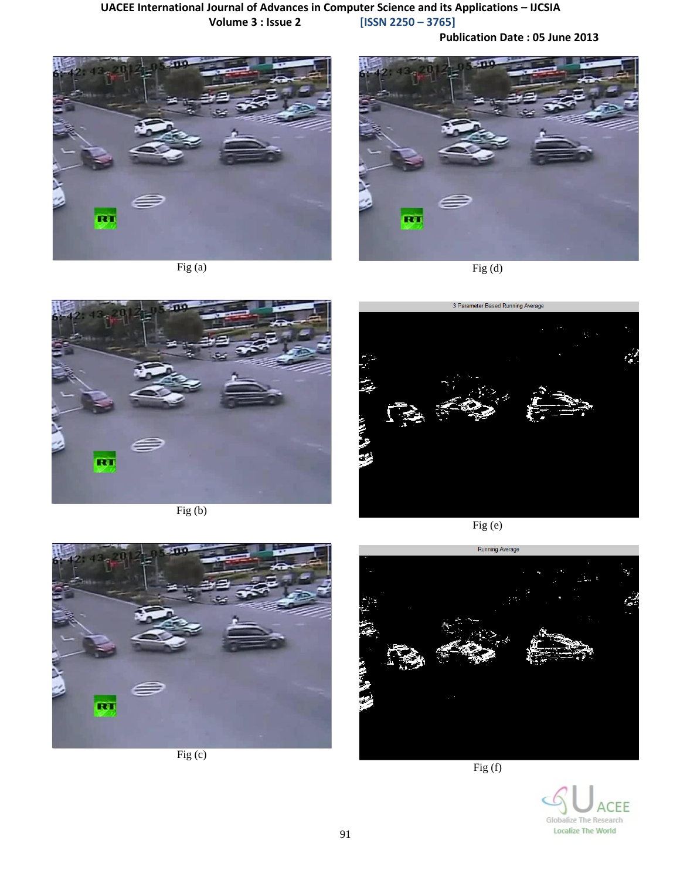Fig (a)

Fig (d)

Fig (b)

Fig (e)

Fig (c)

Fig (f)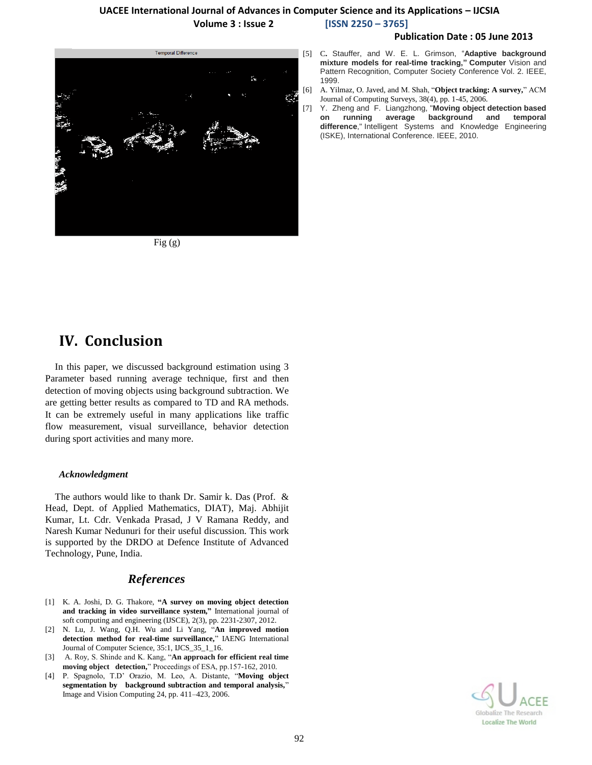Temporal Difference

Fig (g)

# IV. Conclusion

In this paper, we discussed background estimation using 3 Parameter based running average technique, first and then detection of moving objects using background subtraction. We are getting better results as compared to TD and RA methods. It can be extremely useful in many applications like traffic flow measurement, visual surveillance, behavior detection during sport activities and many more.

### *Acknowledgment*

The authors would like to thank Dr. Samir k. Das (Prof. & Head, Dept. of Applied Mathematics, DIAT), Maj. Abhijit Kumar, Lt. Cdr. Venkada Prasad, J V Ramana Reddy, and Naresh Kumar Nedunuri for their useful discussion. This work is supported by the DRDO at Defence Institute of Advanced Technology, Pune, India.

## *References*

[1] K. A. Joshi, D. G. Thakore, **"A survey on moving object detection and tracking in video surveillance system,"** International journal of soft computing and engineering (IJSCE), 2(3), pp. 2231-2307, 2012.

[2] N. Lu, J. Wang, Q.H. Wu and Li Yang, "**An improved motion detection method for real-time surveillance,**" IAENG International Journal of Computer Science, 35:1, IJCS_35_1_16.

[3] A. Roy, S. Shinde and K. Kang, "**An approach for efficient real time moving object detection,**" Proceedings of ESA, pp.157-162, 2010.

[4] P. Spagnolo, T.D' Orazio, M. Leo, A. Distante, "**Moving object segmentation by background subtraction and temporal analysis,**" Image and Vision Computing 24, pp. 411–423, 2006.

[5] C**.** Stauffer, and W. E. L. Grimson, "**Adaptive background mixture models for real-time tracking," Computer** Vision and Pattern Recognition, Computer Society Conference Vol. 2. IEEE, 1999.

[6] A. Yilmaz, O. Javed, and M. Shah, "**Object tracking: A survey,**" ACM Journal of Computing Surveys, 38(4), pp. 1-45, 2006.

[7] Y. Zheng and F. Liangzhong, "**Moving object detection based on running average background and temporal difference**," Intelligent Systems and Knowledge Engineering (ISKE), International Conference. IEEE, 2010.